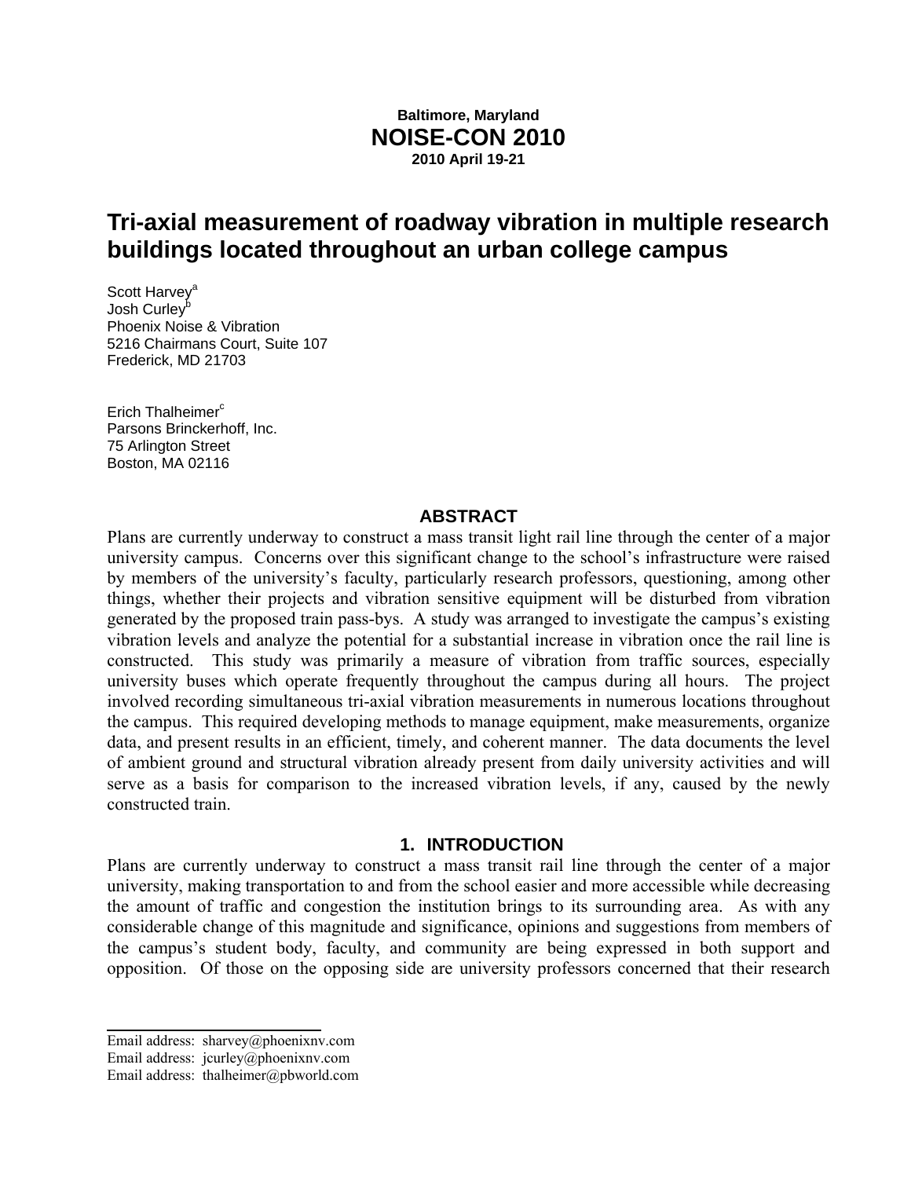Baltimore, Maryland

**NOISE-CON 2010**

2010 April 19-21

# Tri-axial measurement of roadway vibration in multiple research buildings located throughout an urban college campus

Scott Harvey[a]
Josh Curley[b]
Phoenix Noise & Vibration
5216 Chairmans Court, Suite 107
Frederick, MD 21703

Erich Thalheimer[c]
Parsons Brinckerhoff, Inc.
75 Arlington Street
Boston, MA 02116

## ABSTRACT

Plans are currently underway to construct a mass transit light rail line through the center of a major university campus. Concerns over this significant change to the school's infrastructure were raised by members of the university's faculty, particularly research professors, questioning, among other things, whether their projects and vibration sensitive equipment will be disturbed from vibration generated by the proposed train pass-bys. A study was arranged to investigate the campus's existing vibration levels and analyze the potential for a substantial increase in vibration once the rail line is constructed. This study was primarily a measure of vibration from traffic sources, especially university buses which operate frequently throughout the campus during all hours. The project involved recording simultaneous tri-axial vibration measurements in numerous locations throughout the campus. This required developing methods to manage equipment, make measurements, organize data, and present results in an efficient, timely, and coherent manner. The data documents the level of ambient ground and structural vibration already present from daily university activities and will serve as a basis for comparison to the increased vibration levels, if any, caused by the newly constructed train.

## 1. INTRODUCTION

Plans are currently underway to construct a mass transit rail line through the center of a major university, making transportation to and from the school easier and more accessible while decreasing the amount of traffic and congestion the institution brings to its surrounding area. As with any considerable change of this magnitude and significance, opinions and suggestions from members of the campus's student body, faculty, and community are being expressed in both support and opposition. Of those on the opposing side are university professors concerned that their research

---

[a] Email address: sharvey@phoenixnv.com
[b] Email address: jcurley@phoenixnv.com
[c] Email address: thalheimer@pbworld.com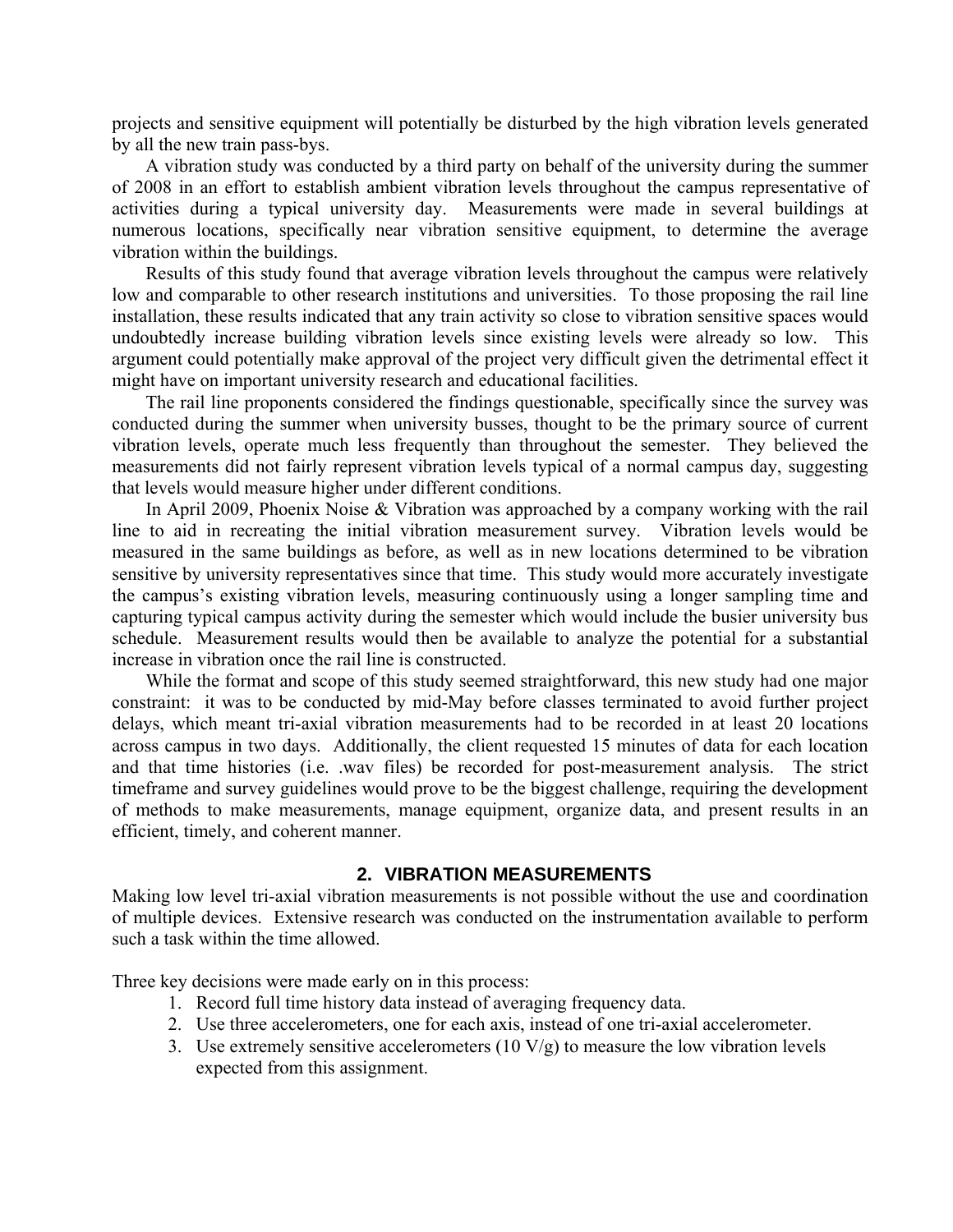projects and sensitive equipment will potentially be disturbed by the high vibration levels generated by all the new train pass-bys.

A vibration study was conducted by a third party on behalf of the university during the summer of 2008 in an effort to establish ambient vibration levels throughout the campus representative of activities during a typical university day. Measurements were made in several buildings at numerous locations, specifically near vibration sensitive equipment, to determine the average vibration within the buildings.

Results of this study found that average vibration levels throughout the campus were relatively low and comparable to other research institutions and universities. To those proposing the rail line installation, these results indicated that any train activity so close to vibration sensitive spaces would undoubtedly increase building vibration levels since existing levels were already so low. This argument could potentially make approval of the project very difficult given the detrimental effect it might have on important university research and educational facilities.

The rail line proponents considered the findings questionable, specifically since the survey was conducted during the summer when university busses, thought to be the primary source of current vibration levels, operate much less frequently than throughout the semester. They believed the measurements did not fairly represent vibration levels typical of a normal campus day, suggesting that levels would measure higher under different conditions.

In April 2009, Phoenix Noise & Vibration was approached by a company working with the rail line to aid in recreating the initial vibration measurement survey. Vibration levels would be measured in the same buildings as before, as well as in new locations determined to be vibration sensitive by university representatives since that time. This study would more accurately investigate the campus's existing vibration levels, measuring continuously using a longer sampling time and capturing typical campus activity during the semester which would include the busier university bus schedule. Measurement results would then be available to analyze the potential for a substantial increase in vibration once the rail line is constructed.

While the format and scope of this study seemed straightforward, this new study had one major constraint: it was to be conducted by mid-May before classes terminated to avoid further project delays, which meant tri-axial vibration measurements had to be recorded in at least 20 locations across campus in two days. Additionally, the client requested 15 minutes of data for each location and that time histories (i.e. .wav files) be recorded for post-measurement analysis. The strict timeframe and survey guidelines would prove to be the biggest challenge, requiring the development of methods to make measurements, manage equipment, organize data, and present results in an efficient, timely, and coherent manner.

## 2. VIBRATION MEASUREMENTS

Making low level tri-axial vibration measurements is not possible without the use and coordination of multiple devices. Extensive research was conducted on the instrumentation available to perform such a task within the time allowed.

Three key decisions were made early on in this process:

1. Record full time history data instead of averaging frequency data.
2. Use three accelerometers, one for each axis, instead of one tri-axial accelerometer.
3. Use extremely sensitive accelerometers (10 V/g) to measure the low vibration levels expected from this assignment.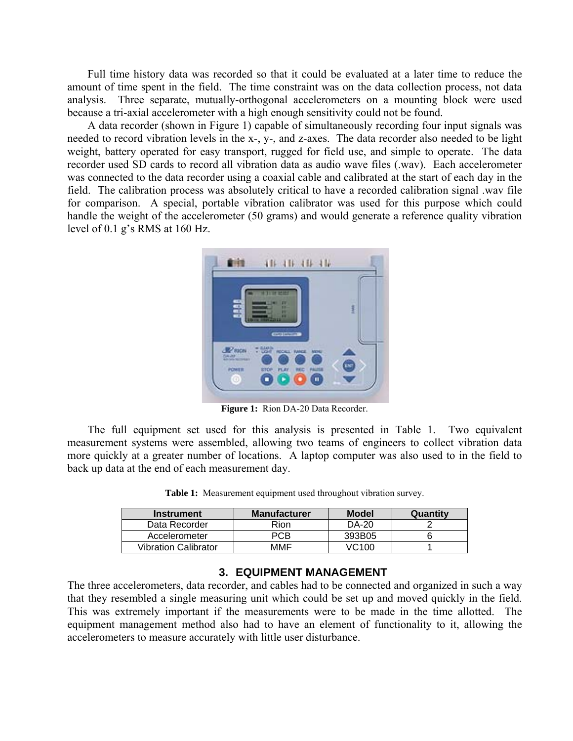Full time history data was recorded so that it could be evaluated at a later time to reduce the amount of time spent in the field. The time constraint was on the data collection process, not data analysis. Three separate, mutually-orthogonal accelerometers on a mounting block were used because a tri-axial accelerometer with a high enough sensitivity could not be found.

A data recorder (shown in Figure 1) capable of simultaneously recording four input signals was needed to record vibration levels in the x-, y-, and z-axes. The data recorder also needed to be light weight, battery operated for easy transport, rugged for field use, and simple to operate. The data recorder used SD cards to record all vibration data as audio wave files (.wav). Each accelerometer was connected to the data recorder using a coaxial cable and calibrated at the start of each day in the field. The calibration process was absolutely critical to have a recorded calibration signal .wav file for comparison. A special, portable vibration calibrator was used for this purpose which could handle the weight of the accelerometer (50 grams) and would generate a reference quality vibration level of 0.1 g's RMS at 160 Hz.

**Figure 1:** Rion DA-20 Data Recorder.

The full equipment set used for this analysis is presented in Table 1. Two equivalent measurement systems were assembled, allowing two teams of engineers to collect vibration data more quickly at a greater number of locations. A laptop computer was also used to in the field to back up data at the end of each measurement day.

**Table 1:** Measurement equipment used throughout vibration survey.

| Instrument | Manufacturer | Model | Quantity |
|---|---|---|---|
| Data Recorder | Rion | DA-20 | 2 |
| Accelerometer | PCB | 393B05 | 6 |
| Vibration Calibrator | MMF | VC100 | 1 |

## 3. EQUIPMENT MANAGEMENT

The three accelerometers, data recorder, and cables had to be connected and organized in such a way that they resembled a single measuring unit which could be set up and moved quickly in the field. This was extremely important if the measurements were to be made in the time allotted. The equipment management method also had to have an element of functionality to it, allowing the accelerometers to measure accurately with little user disturbance.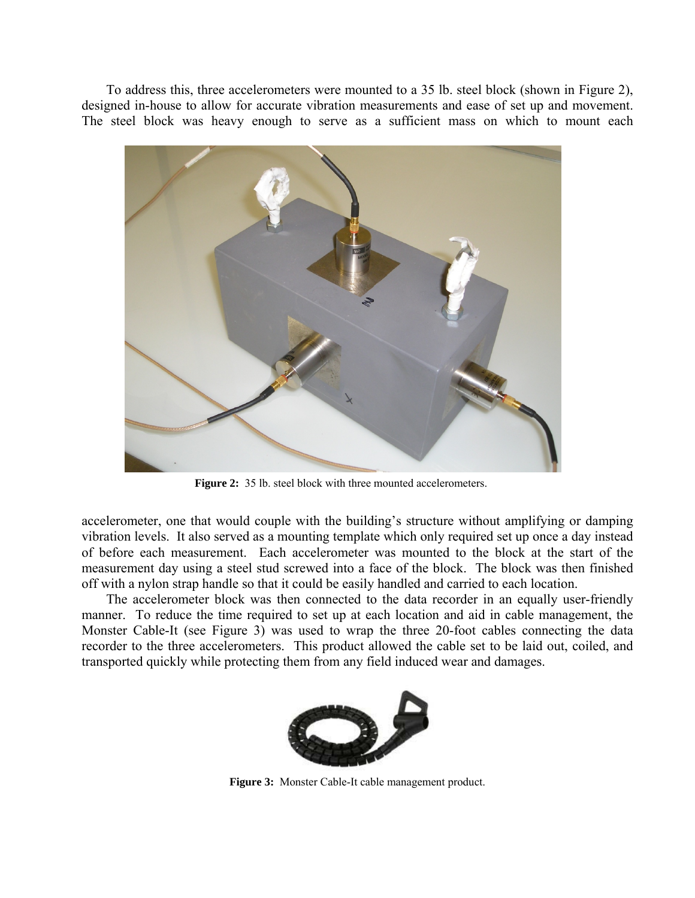To address this, three accelerometers were mounted to a 35 lb. steel block (shown in Figure 2), designed in-house to allow for accurate vibration measurements and ease of set up and movement. The steel block was heavy enough to serve as a sufficient mass on which to mount each accelerometer, one that would couple with the building's structure without amplifying or damping vibration levels. It also served as a mounting template which only required set up once a day instead of before each measurement. Each accelerometer was mounted to the block at the start of the measurement day using a steel stud screwed into a face of the block. The block was then finished off with a nylon strap handle so that it could be easily handled and carried to each location.

**Figure 2:** 35 lb. steel block with three mounted accelerometers.

The accelerometer block was then connected to the data recorder in an equally user-friendly manner. To reduce the time required to set up at each location and aid in cable management, the Monster Cable-It (see Figure 3) was used to wrap the three 20-foot cables connecting the data recorder to the three accelerometers. This product allowed the cable set to be laid out, coiled, and transported quickly while protecting them from any field induced wear and damages.

**Figure 3:** Monster Cable-It cable management product.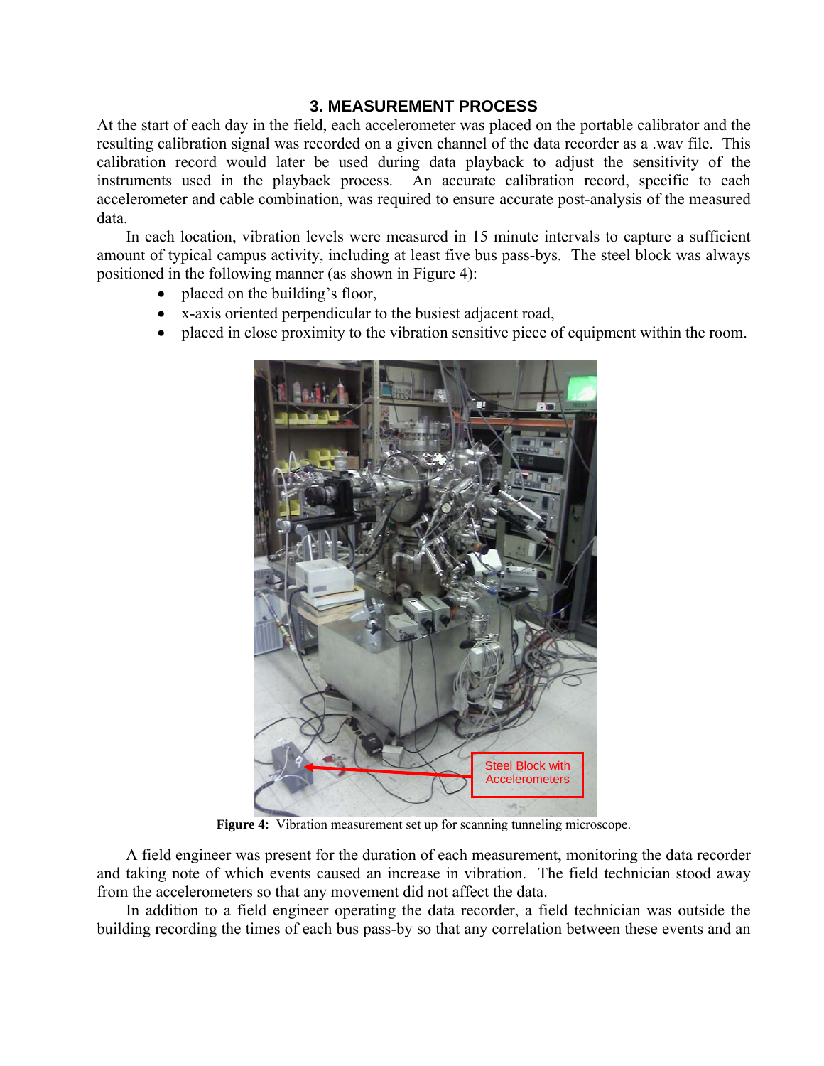### 3. MEASUREMENT PROCESS

At the start of each day in the field, each accelerometer was placed on the portable calibrator and the resulting calibration signal was recorded on a given channel of the data recorder as a .wav file. This calibration record would later be used during data playback to adjust the sensitivity of the instruments used in the playback process. An accurate calibration record, specific to each accelerometer and cable combination, was required to ensure accurate post-analysis of the measured data.

In each location, vibration levels were measured in 15 minute intervals to capture a sufficient amount of typical campus activity, including at least five bus pass-bys. The steel block was always positioned in the following manner (as shown in Figure 4):

- placed on the building's floor,
- x-axis oriented perpendicular to the busiest adjacent road,
- placed in close proximity to the vibration sensitive piece of equipment within the room.

**Figure 4:** Vibration measurement set up for scanning tunneling microscope.

A field engineer was present for the duration of each measurement, monitoring the data recorder and taking note of which events caused an increase in vibration. The field technician stood away from the accelerometers so that any movement did not affect the data.

In addition to a field engineer operating the data recorder, a field technician was outside the building recording the times of each bus pass-by so that any correlation between these events and an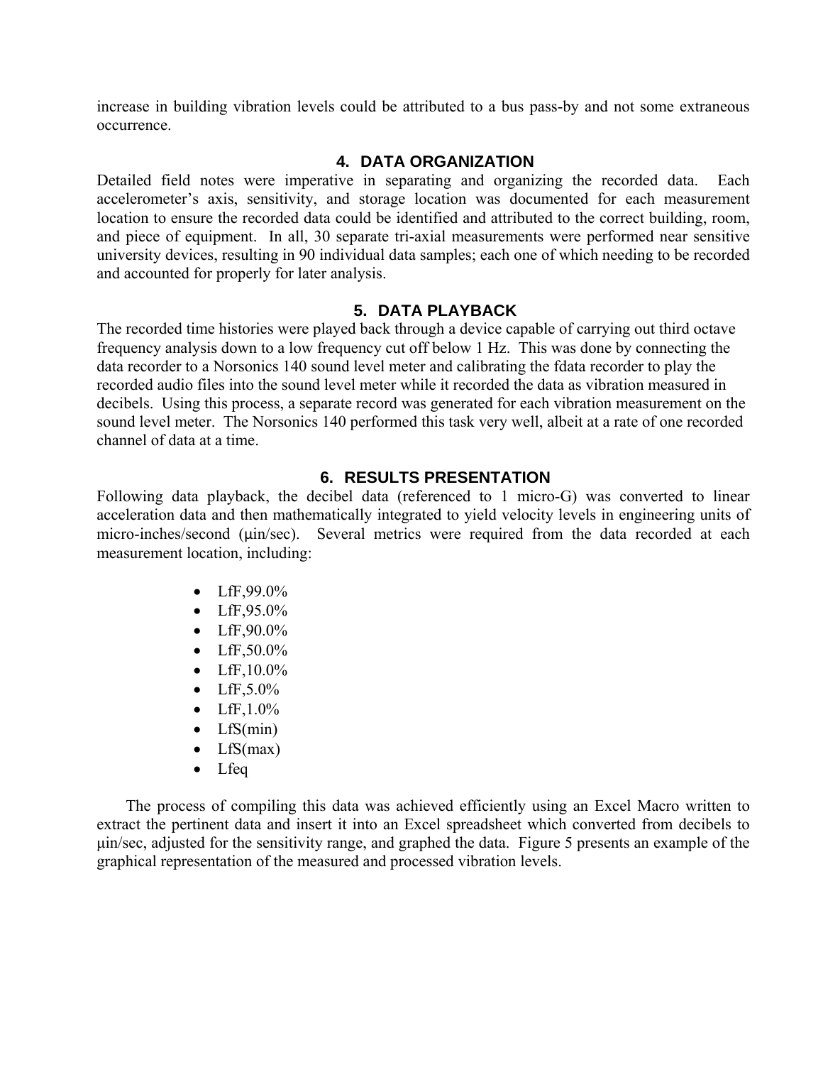increase in building vibration levels could be attributed to a bus pass-by and not some extraneous occurrence.

## 4. DATA ORGANIZATION

Detailed field notes were imperative in separating and organizing the recorded data. Each accelerometer's axis, sensitivity, and storage location was documented for each measurement location to ensure the recorded data could be identified and attributed to the correct building, room, and piece of equipment. In all, 30 separate tri-axial measurements were performed near sensitive university devices, resulting in 90 individual data samples; each one of which needing to be recorded and accounted for properly for later analysis.

## 5. DATA PLAYBACK

The recorded time histories were played back through a device capable of carrying out third octave frequency analysis down to a low frequency cut off below 1 Hz. This was done by connecting the data recorder to a Norsonics 140 sound level meter and calibrating the fdata recorder to play the recorded audio files into the sound level meter while it recorded the data as vibration measured in decibels. Using this process, a separate record was generated for each vibration measurement on the sound level meter. The Norsonics 140 performed this task very well, albeit at a rate of one recorded channel of data at a time.

## 6. RESULTS PRESENTATION

Following data playback, the decibel data (referenced to 1 micro-G) was converted to linear acceleration data and then mathematically integrated to yield velocity levels in engineering units of micro-inches/second (μin/sec). Several metrics were required from the data recorded at each measurement location, including:

- LfF,99.0%
- LfF,95.0%
- LfF,90.0%
- LfF,50.0%
- LfF,10.0%
- LfF,5.0%
- LfF,1.0%
- LfS(min)
- LfS(max)
- Lfeq

The process of compiling this data was achieved efficiently using an Excel Macro written to extract the pertinent data and insert it into an Excel spreadsheet which converted from decibels to μin/sec, adjusted for the sensitivity range, and graphed the data. Figure 5 presents an example of the graphical representation of the measured and processed vibration levels.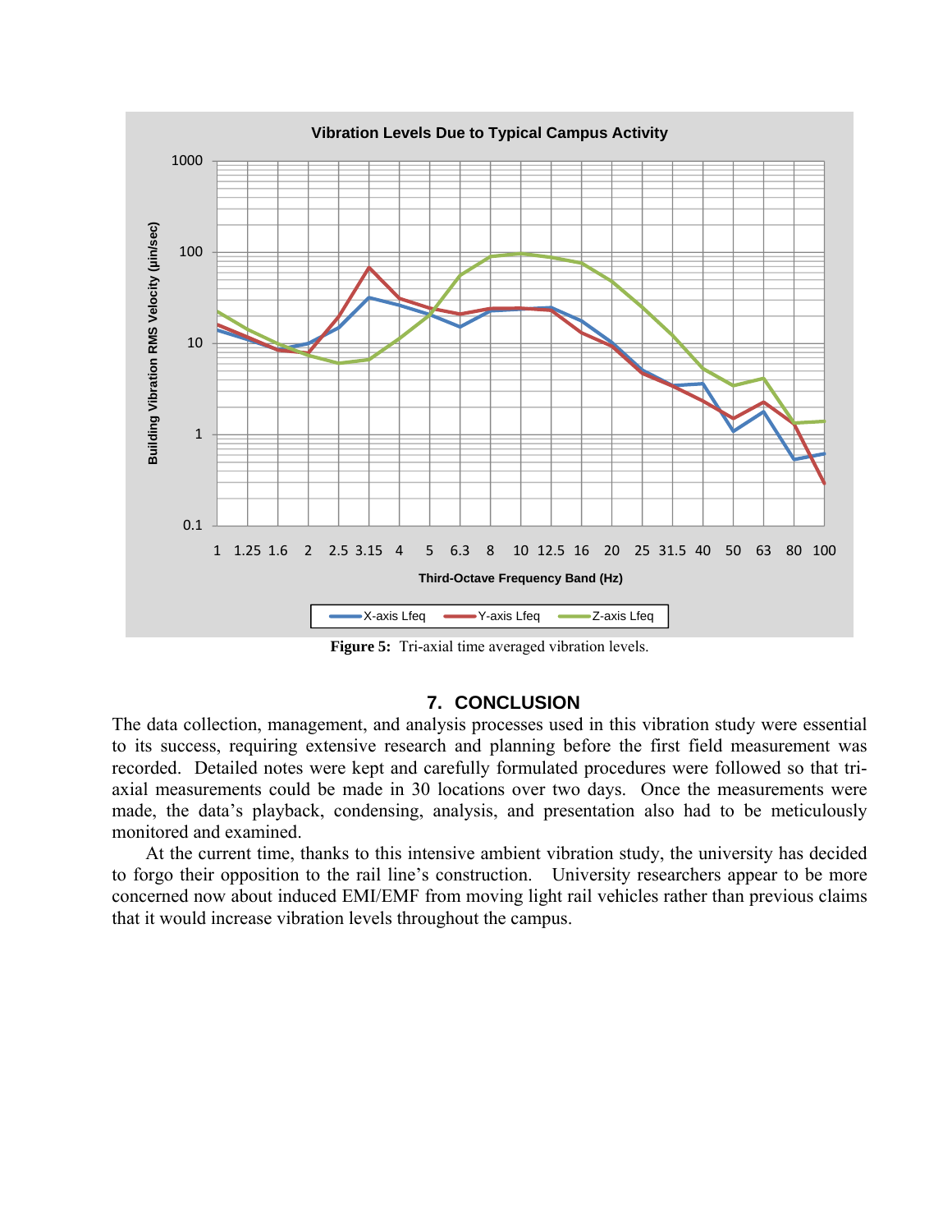Vibration Levels Due to Typical Campus Activity

Building Vibration RMS Velocity (µin/sec)

1000
100
10
1
0.1

1 1.25 1.6 2 2.5 3.15 4 5 6.3 8 10 12.5 16 20 25 31.5 40 50 63 80 100

Third-Octave Frequency Band (Hz)

X-axis Lfeq Y-axis Lfeq Z-axis Lfeq

**Figure 5:** Tri-axial time averaged vibration levels.

## 7. CONCLUSION

The data collection, management, and analysis processes used in this vibration study were essential to its success, requiring extensive research and planning before the first field measurement was recorded. Detailed notes were kept and carefully formulated procedures were followed so that tri-axial measurements could be made in 30 locations over two days. Once the measurements were made, the data's playback, condensing, analysis, and presentation also had to be meticulously monitored and examined.

At the current time, thanks to this intensive ambient vibration study, the university has decided to forgo their opposition to the rail line's construction. University researchers appear to be more concerned now about induced EMI/EMF from moving light rail vehicles rather than previous claims that it would increase vibration levels throughout the campus.